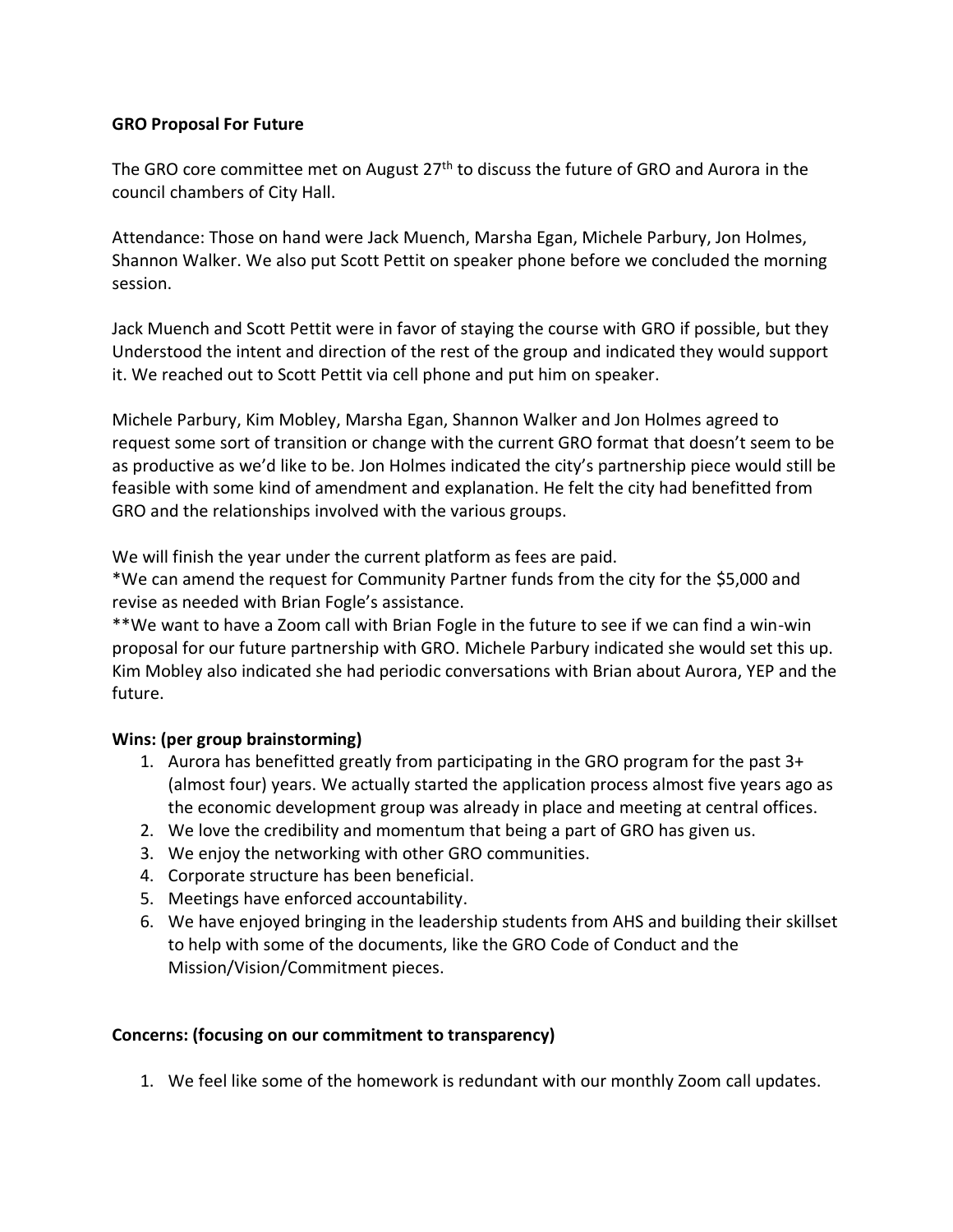**GRO Proposal For Future**

The GRO core committee met on August 27th to discuss the future of GRO and Aurora in the council chambers of City Hall.

Attendance: Those on hand were Jack Muench, Marsha Egan, Michele Parbury, Jon Holmes, Shannon Walker. We also put Scott Pettit on speaker phone before we concluded the morning session.

Jack Muench and Scott Pettit were in favor of staying the course with GRO if possible, but they Understood the intent and direction of the rest of the group and indicated they would support it. We reached out to Scott Pettit via cell phone and put him on speaker.

Michele Parbury, Kim Mobley, Marsha Egan, Shannon Walker and Jon Holmes agreed to request some sort of transition or change with the current GRO format that doesn't seem to be as productive as we'd like to be. Jon Holmes indicated the city's partnership piece would still be feasible with some kind of amendment and explanation. He felt the city had benefitted from GRO and the relationships involved with the various groups.

We will finish the year under the current platform as fees are paid.
*We can amend the request for Community Partner funds from the city for the $5,000 and revise as needed with Brian Fogle's assistance.
**We want to have a Zoom call with Brian Fogle in the future to see if we can find a win-win proposal for our future partnership with GRO. Michele Parbury indicated she would set this up. Kim Mobley also indicated she had periodic conversations with Brian about Aurora, YEP and the future.

**Wins: (per group brainstorming)**

1. Aurora has benefitted greatly from participating in the GRO program for the past 3+ (almost four) years. We actually started the application process almost five years ago as the economic development group was already in place and meeting at central offices.
2. We love the credibility and momentum that being a part of GRO has given us.
3. We enjoy the networking with other GRO communities.
4. Corporate structure has been beneficial.
5. Meetings have enforced accountability.
6. We have enjoyed bringing in the leadership students from AHS and building their skillset to help with some of the documents, like the GRO Code of Conduct and the Mission/Vision/Commitment pieces.

**Concerns: (focusing on our commitment to transparency)**

1. We feel like some of the homework is redundant with our monthly Zoom call updates.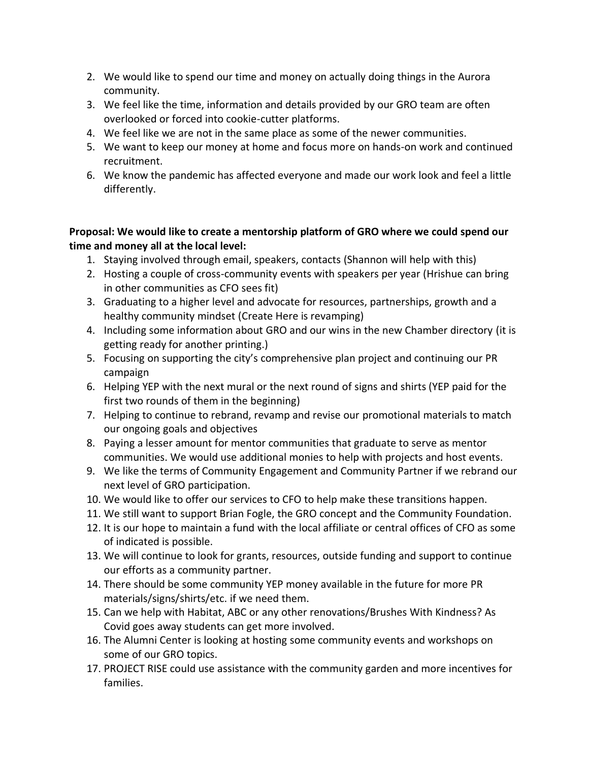2. We would like to spend our time and money on actually doing things in the Aurora community.
3. We feel like the time, information and details provided by our GRO team are often overlooked or forced into cookie-cutter platforms.
4. We feel like we are not in the same place as some of the newer communities.
5. We want to keep our money at home and focus more on hands-on work and continued recruitment.
6. We know the pandemic has affected everyone and made our work look and feel a little differently.

**Proposal: We would like to create a mentorship platform of GRO where we could spend our time and money all at the local level:**

1. Staying involved through email, speakers, contacts (Shannon will help with this)
2. Hosting a couple of cross-community events with speakers per year (Hrishue can bring in other communities as CFO sees fit)
3. Graduating to a higher level and advocate for resources, partnerships, growth and a healthy community mindset (Create Here is revamping)
4. Including some information about GRO and our wins in the new Chamber directory (it is getting ready for another printing.)
5. Focusing on supporting the city's comprehensive plan project and continuing our PR campaign
6. Helping YEP with the next mural or the next round of signs and shirts (YEP paid for the first two rounds of them in the beginning)
7. Helping to continue to rebrand, revamp and revise our promotional materials to match our ongoing goals and objectives
8. Paying a lesser amount for mentor communities that graduate to serve as mentor communities. We would use additional monies to help with projects and host events.
9. We like the terms of Community Engagement and Community Partner if we rebrand our next level of GRO participation.
10. We would like to offer our services to CFO to help make these transitions happen.
11. We still want to support Brian Fogle, the GRO concept and the Community Foundation.
12. It is our hope to maintain a fund with the local affiliate or central offices of CFO as some of indicated is possible.
13. We will continue to look for grants, resources, outside funding and support to continue our efforts as a community partner.
14. There should be some community YEP money available in the future for more PR materials/signs/shirts/etc. if we need them.
15. Can we help with Habitat, ABC or any other renovations/Brushes With Kindness? As Covid goes away students can get more involved.
16. The Alumni Center is looking at hosting some community events and workshops on some of our GRO topics.
17. PROJECT RISE could use assistance with the community garden and more incentives for families.